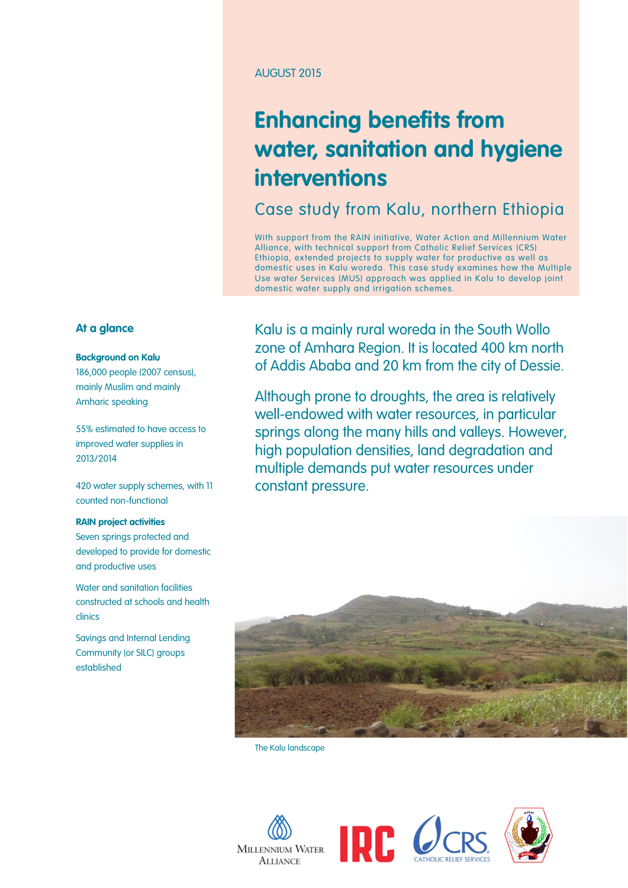AUGUST 2015

# Enhancing benefits from water, sanitation and hygiene interventions

## Case study from Kalu, northern Ethiopia

With support from the RAIN initiative, Water Action and Millennium Water Alliance, with technical support from Catholic Relief Services (CRS) Ethiopia, extended projects to supply water for productive as well as domestic uses in Kalu woreda. This case study examines how the Multiple Use water Services (MUS) approach was applied in Kalu to develop joint domestic water supply and irrigation schemes.

Kalu is a mainly rural woreda in the South Wollo zone of Amhara Region. It is located 400 km north of Addis Ababa and 20 km from the city of Dessie.

Although prone to droughts, the area is relatively well-endowed with water resources, in particular springs along the many hills and valleys. However, high population densities, land degradation and multiple demands put water resources under constant pressure.

The Kalu landscape

### At a glance

**Background on Kalu**

186,000 people (2007 census), mainly Muslim and mainly Amharic speaking

55% estimated to have access to improved water supplies in 2013/2014

420 water supply schemes, with 11 counted non-functional

**RAIN project activities**

Seven springs protected and developed to provide for domestic and productive uses

Water and sanitation facilities constructed at schools and health clinics

Savings and Internal Lending Community (or SILC) groups established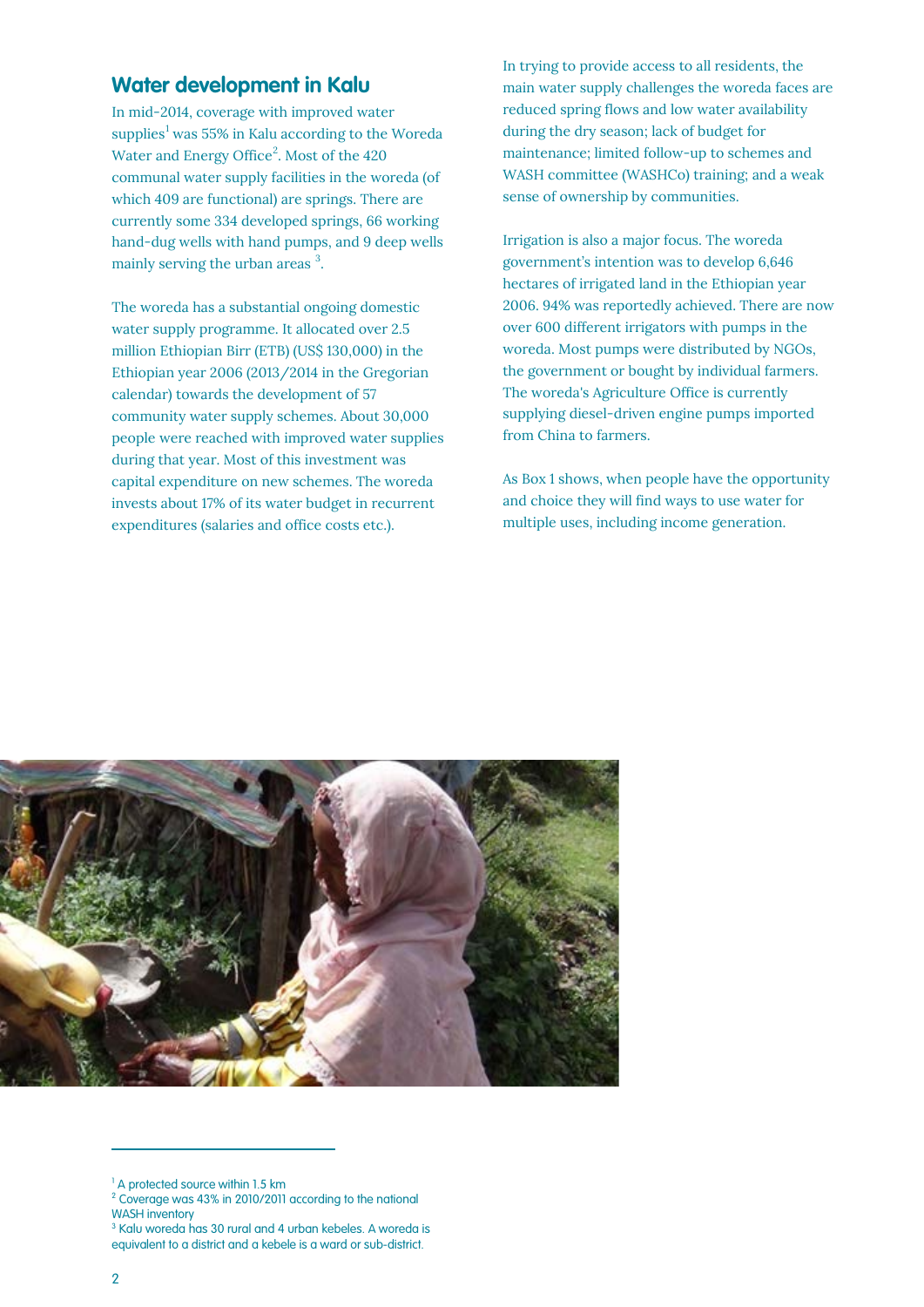## Water development in Kalu

In mid-2014, coverage with improved water supplies[1] was 55% in Kalu according to the Woreda Water and Energy Office[2]. Most of the 420 communal water supply facilities in the woreda (of which 409 are functional) are springs. There are currently some 334 developed springs, 66 working hand-dug wells with hand pumps, and 9 deep wells mainly serving the urban areas [3].

The woreda has a substantial ongoing domestic water supply programme. It allocated over 2.5 million Ethiopian Birr (ETB) (US$ 130,000) in the Ethiopian year 2006 (2013/2014 in the Gregorian calendar) towards the development of 57 community water supply schemes. About 30,000 people were reached with improved water supplies during that year. Most of this investment was capital expenditure on new schemes. The woreda invests about 17% of its water budget in recurrent expenditures (salaries and office costs etc.).

In trying to provide access to all residents, the main water supply challenges the woreda faces are reduced spring flows and low water availability during the dry season; lack of budget for maintenance; limited follow-up to schemes and WASH committee (WASHCo) training; and a weak sense of ownership by communities.

Irrigation is also a major focus. The woreda government's intention was to develop 6,646 hectares of irrigated land in the Ethiopian year 2006. 94% was reportedly achieved. There are now over 600 different irrigators with pumps in the woreda. Most pumps were distributed by NGOs, the government or bought by individual farmers. The woreda's Agriculture Office is currently supplying diesel-driven engine pumps imported from China to farmers.

As Box 1 shows, when people have the opportunity and choice they will find ways to use water for multiple uses, including income generation.

---

[1] A protected source within 1.5 km

[2] Coverage was 43% in 2010/2011 according to the national WASH inventory

[3] Kalu woreda has 30 rural and 4 urban kebeles. A woreda is equivalent to a district and a kebele is a ward or sub-district.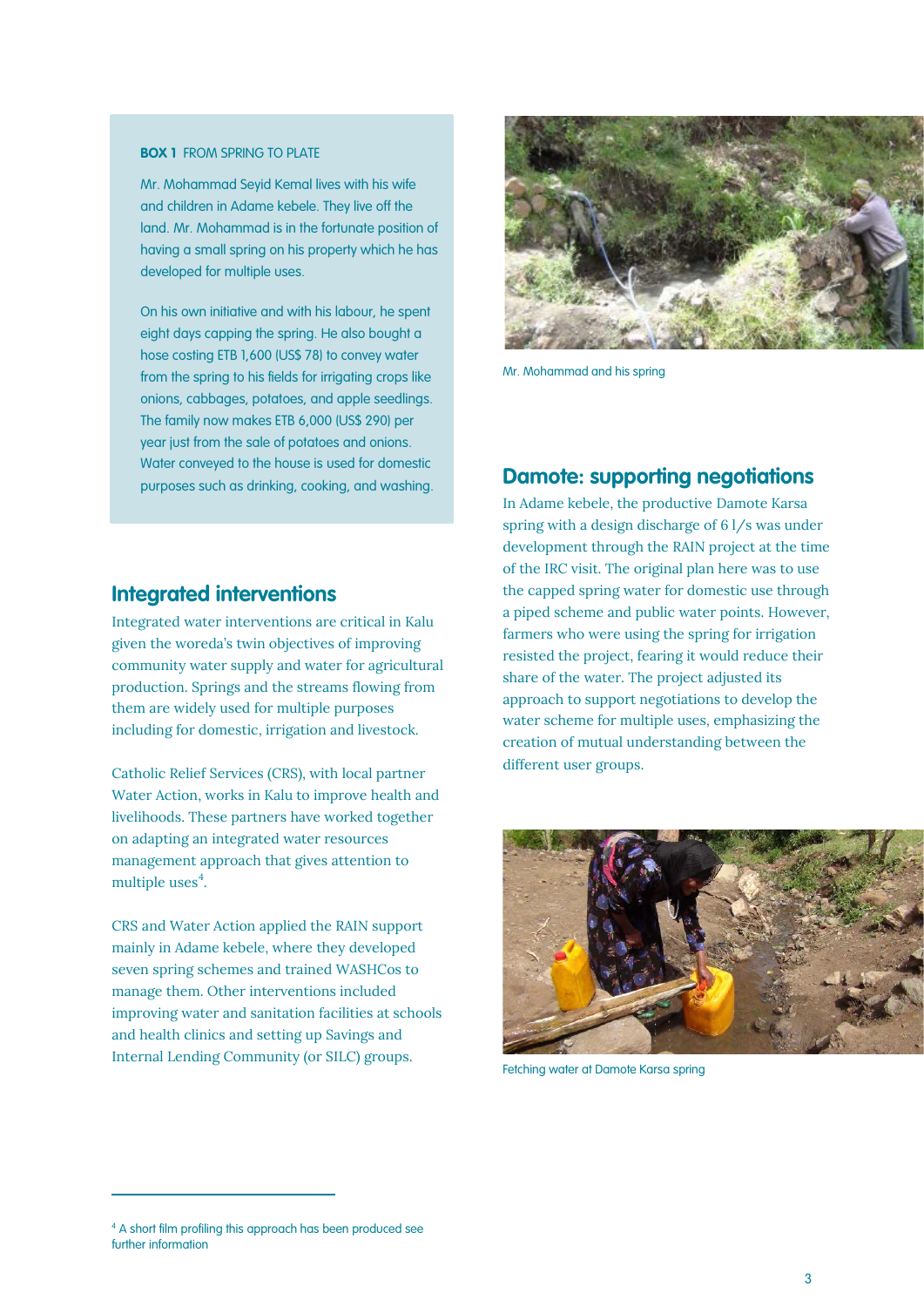**BOX 1** FROM SPRING TO PLATE

Mr. Mohammad Seyid Kemal lives with his wife and children in Adame kebele. They live off the land. Mr. Mohammad is in the fortunate position of having a small spring on his property which he has developed for multiple uses.

On his own initiative and with his labour, he spent eight days capping the spring. He also bought a hose costing ETB 1,600 (US$ 78) to convey water from the spring to his fields for irrigating crops like onions, cabbages, potatoes, and apple seedlings. The family now makes ETB 6,000 (US$ 290) per year just from the sale of potatoes and onions. Water conveyed to the house is used for domestic purposes such as drinking, cooking, and washing.

## Integrated interventions

Integrated water interventions are critical in Kalu given the woreda's twin objectives of improving community water supply and water for agricultural production. Springs and the streams flowing from them are widely used for multiple purposes including for domestic, irrigation and livestock.

Catholic Relief Services (CRS), with local partner Water Action, works in Kalu to improve health and livelihoods. These partners have worked together on adapting an integrated water resources management approach that gives attention to multiple uses[4].

CRS and Water Action applied the RAIN support mainly in Adame kebele, where they developed seven spring schemes and trained WASHCos to manage them. Other interventions included improving water and sanitation facilities at schools and health clinics and setting up Savings and Internal Lending Community (or SILC) groups.

Mr. Mohammad and his spring

## Damote: supporting negotiations

In Adame kebele, the productive Damote Karsa spring with a design discharge of 6 l/s was under development through the RAIN project at the time of the IRC visit. The original plan here was to use the capped spring water for domestic use through a piped scheme and public water points. However, farmers who were using the spring for irrigation resisted the project, fearing it would reduce their share of the water. The project adjusted its approach to support negotiations to develop the water scheme for multiple uses, emphasizing the creation of mutual understanding between the different user groups.

Fetching water at Damote Karsa spring

[4] A short film profiling this approach has been produced see further information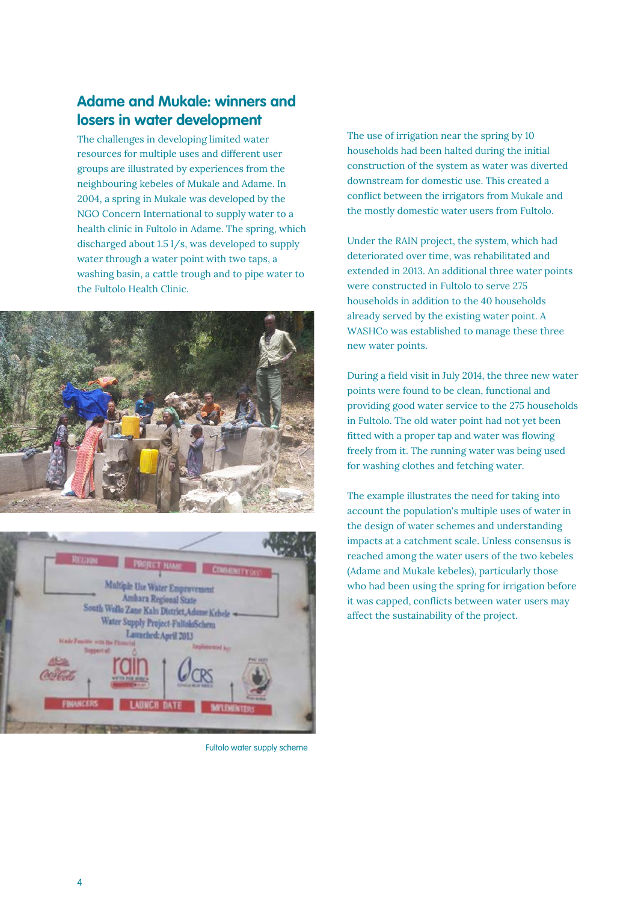## Adame and Mukale: winners and losers in water development

The challenges in developing limited water resources for multiple uses and different user groups are illustrated by experiences from the neighbouring kebeles of Mukale and Adame. In 2004, a spring in Mukale was developed by the NGO Concern International to supply water to a health clinic in Fultolo in Adame. The spring, which discharged about 1.5 l/s, was developed to supply water through a water point with two taps, a washing basin, a cattle trough and to pipe water to the Fultolo Health Clinic.

Fultolo water supply scheme

The use of irrigation near the spring by 10 households had been halted during the initial construction of the system as water was diverted downstream for domestic use. This created a conflict between the irrigators from Mukale and the mostly domestic water users from Fultolo.

Under the RAIN project, the system, which had deteriorated over time, was rehabilitated and extended in 2013. An additional three water points were constructed in Fultolo to serve 275 households in addition to the 40 households already served by the existing water point. A WASHCo was established to manage these three new water points.

During a field visit in July 2014, the three new water points were found to be clean, functional and providing good water service to the 275 households in Fultolo. The old water point had not yet been fitted with a proper tap and water was flowing freely from it. The running water was being used for washing clothes and fetching water.

The example illustrates the need for taking into account the population's multiple uses of water in the design of water schemes and understanding impacts at a catchment scale. Unless consensus is reached among the water users of the two kebeles (Adame and Mukale kebeles), particularly those who had been using the spring for irrigation before it was capped, conflicts between water users may affect the sustainability of the project.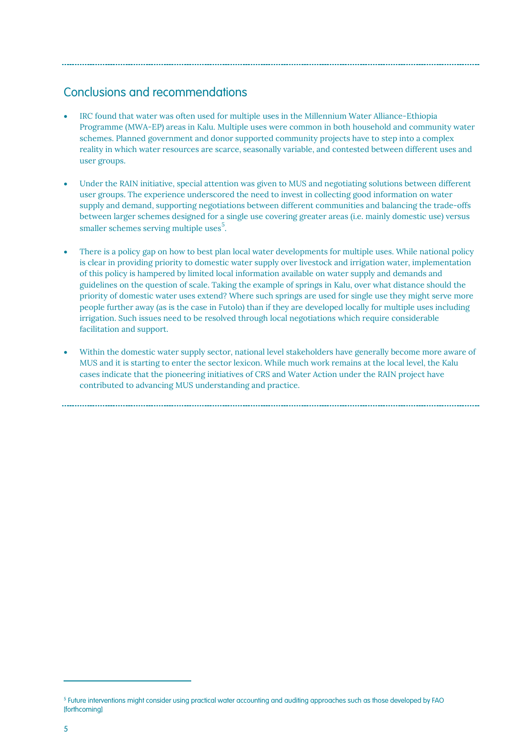## Conclusions and recommendations

- IRC found that water was often used for multiple uses in the Millennium Water Alliance-Ethiopia Programme (MWA-EP) areas in Kalu. Multiple uses were common in both household and community water schemes. Planned government and donor supported community projects have to step into a complex reality in which water resources are scarce, seasonally variable, and contested between different uses and user groups.

- Under the RAIN initiative, special attention was given to MUS and negotiating solutions between different user groups. The experience underscored the need to invest in collecting good information on water supply and demand, supporting negotiations between different communities and balancing the trade-offs between larger schemes designed for a single use covering greater areas (i.e. mainly domestic use) versus smaller schemes serving multiple uses[5].

- There is a policy gap on how to best plan local water developments for multiple uses. While national policy is clear in providing priority to domestic water supply over livestock and irrigation water, implementation of this policy is hampered by limited local information available on water supply and demands and guidelines on the question of scale. Taking the example of springs in Kalu, over what distance should the priority of domestic water uses extend? Where such springs are used for single use they might serve more people further away (as is the case in Futolo) than if they are developed locally for multiple uses including irrigation. Such issues need to be resolved through local negotiations which require considerable facilitation and support.

- Within the domestic water supply sector, national level stakeholders have generally become more aware of MUS and it is starting to enter the sector lexicon. While much work remains at the local level, the Kalu cases indicate that the pioneering initiatives of CRS and Water Action under the RAIN project have contributed to advancing MUS understanding and practice.

---

[5] Future interventions might consider using practical water accounting and auditing approaches such as those developed by FAO [forthcoming]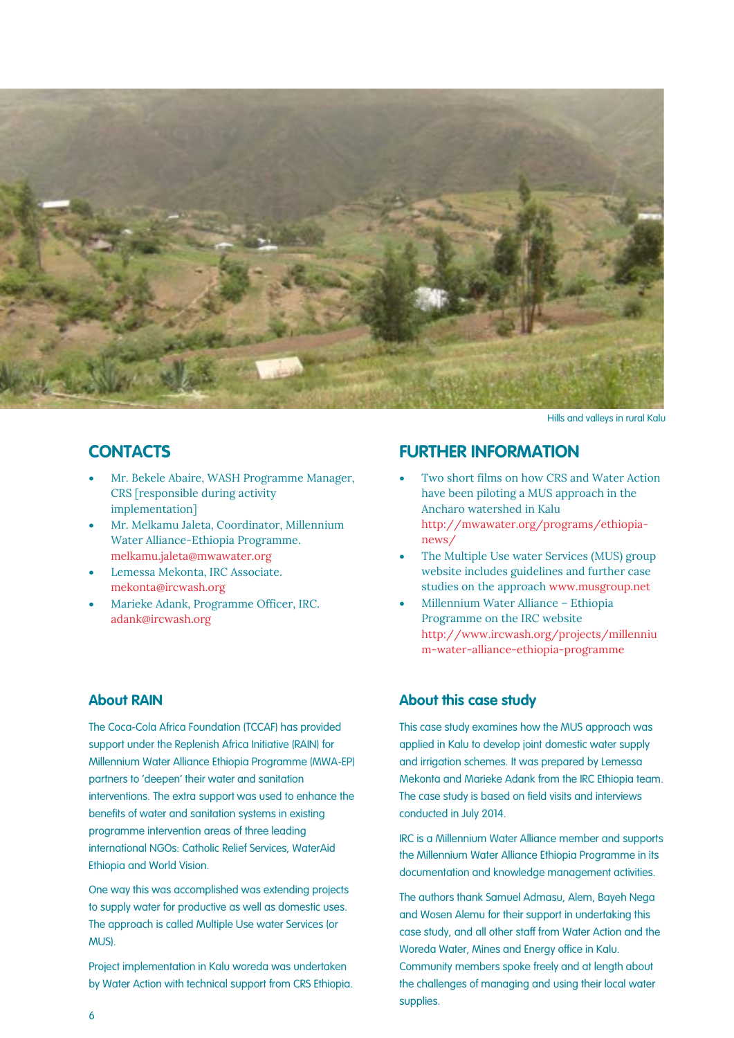Hills and valleys in rural Kalu

## CONTACTS

- Mr. Bekele Abaire, WASH Programme Manager, CRS [responsible during activity implementation]
- Mr. Melkamu Jaleta, Coordinator, Millennium Water Alliance-Ethiopia Programme. melkamu.jaleta@mwawater.org
- Lemessa Mekonta, IRC Associate. mekonta@ircwash.org
- Marieke Adank, Programme Officer, IRC. adank@ircwash.org

## FURTHER INFORMATION

- Two short films on how CRS and Water Action have been piloting a MUS approach in the Ancharo watershed in Kalu http://mwawater.org/programs/ethiopia-news/
- The Multiple Use water Services (MUS) group website includes guidelines and further case studies on the approach www.musgroup.net
- Millennium Water Alliance – Ethiopia Programme on the IRC website http://www.ircwash.org/projects/millennium-water-alliance-ethiopia-programme

### About RAIN

The Coca-Cola Africa Foundation (TCCAF) has provided support under the Replenish Africa Initiative (RAIN) for Millennium Water Alliance Ethiopia Programme (MWA-EP) partners to 'deepen' their water and sanitation interventions. The extra support was used to enhance the benefits of water and sanitation systems in existing programme intervention areas of three leading international NGOs: Catholic Relief Services, WaterAid Ethiopia and World Vision.

One way this was accomplished was extending projects to supply water for productive as well as domestic uses. The approach is called Multiple Use water Services (or MUS).

Project implementation in Kalu woreda was undertaken by Water Action with technical support from CRS Ethiopia.

### About this case study

This case study examines how the MUS approach was applied in Kalu to develop joint domestic water supply and irrigation schemes. It was prepared by Lemessa Mekonta and Marieke Adank from the IRC Ethiopia team. The case study is based on field visits and interviews conducted in July 2014.

IRC is a Millennium Water Alliance member and supports the Millennium Water Alliance Ethiopia Programme in its documentation and knowledge management activities.

The authors thank Samuel Admasu, Alem, Bayeh Nega and Wosen Alemu for their support in undertaking this case study, and all other staff from Water Action and the Woreda Water, Mines and Energy office in Kalu. Community members spoke freely and at length about the challenges of managing and using their local water supplies.